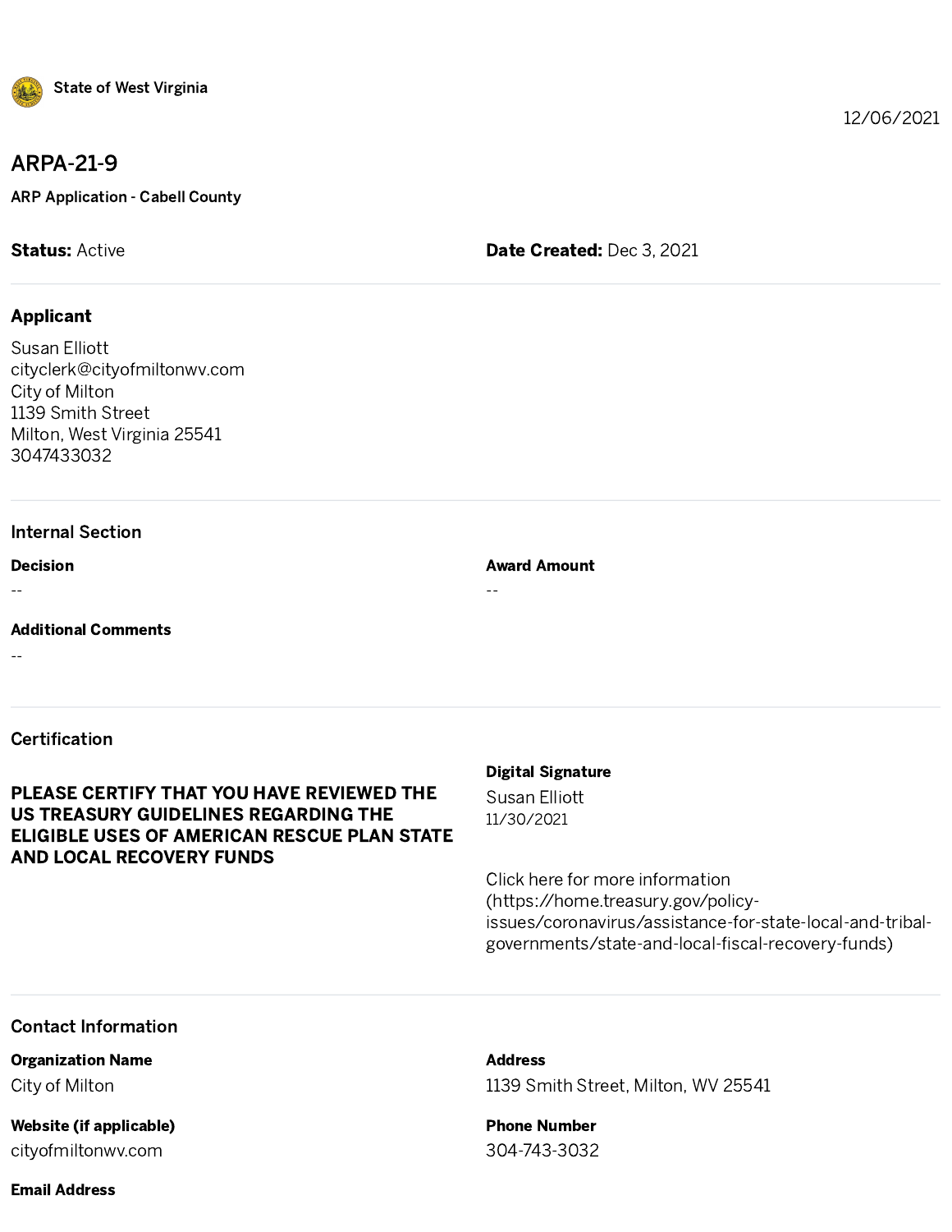State of West Virginia

12/06/2021

# ARPA-21-9

**ARP Application - Cabell County**

**Status:** Active

**Date Created:** Dec 3, 2021

## Applicant

Susan Elliott
cityclerk@cityofmiltonwv.com
City of Milton
1139 Smith Street
Milton, West Virginia 25541
3047433032

## Internal Section

**Decision**

--

**Award Amount**

--

**Additional Comments**

--

## Certification

**PLEASE CERTIFY THAT YOU HAVE REVIEWED THE US TREASURY GUIDELINES REGARDING THE ELIGIBLE USES OF AMERICAN RESCUE PLAN STATE AND LOCAL RECOVERY FUNDS**

**Digital Signature**

Susan Elliott
11/30/2021

Click here for more information (https://home.treasury.gov/policy-issues/coronavirus/assistance-for-state-local-and-tribal-governments/state-and-local-fiscal-recovery-funds)

## Contact Information

**Organization Name**

City of Milton

**Address**

1139 Smith Street, Milton, WV 25541

**Website (if applicable)**

cityofmiltonwv.com

**Phone Number**

304-743-3032

**Email Address**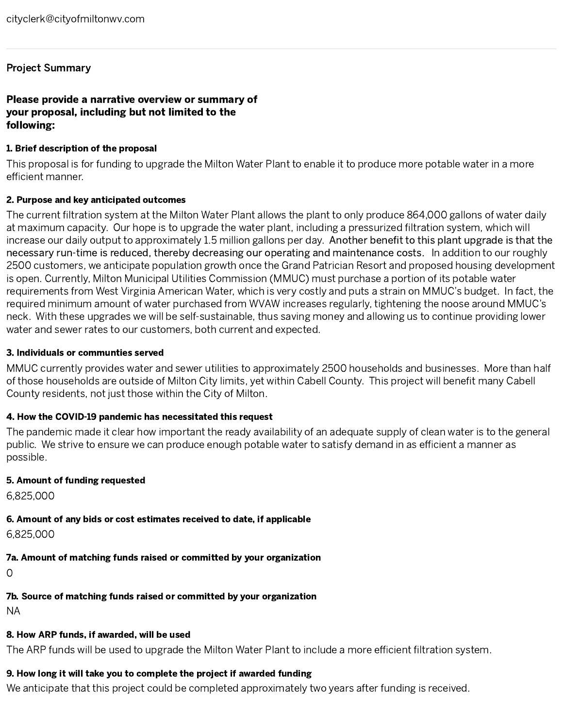cityclerk@cityofmiltonwv.com

---

## Project Summary

### Please provide a narrative overview or summary of your proposal, including but not limited to the following:

**1. Brief description of the proposal**

This proposal is for funding to upgrade the Milton Water Plant to enable it to produce more potable water in a more efficient manner.

**2. Purpose and key anticipated outcomes**

The current filtration system at the Milton Water Plant allows the plant to only produce 864,000 gallons of water daily at maximum capacity. Our hope is to upgrade the water plant, including a pressurized filtration system, which will increase our daily output to approximately 1.5 million gallons per day. Another benefit to this plant upgrade is that the necessary run-time is reduced, thereby decreasing our operating and maintenance costs. In addition to our roughly 2500 customers, we anticipate population growth once the Grand Patrician Resort and proposed housing development is open. Currently, Milton Municipal Utilities Commission (MMUC) must purchase a portion of its potable water requirements from West Virginia American Water, which is very costly and puts a strain on MMUC's budget. In fact, the required minimum amount of water purchased from WVAW increases regularly, tightening the noose around MMUC's neck. With these upgrades we will be self-sustainable, thus saving money and allowing us to continue providing lower water and sewer rates to our customers, both current and expected.

**3. Individuals or communties served**

MMUC currently provides water and sewer utilities to approximately 2500 households and businesses. More than half of those households are outside of Milton City limits, yet within Cabell County. This project will benefit many Cabell County residents, not just those within the City of Milton.

**4. How the COVID-19 pandemic has necessitated this request**

The pandemic made it clear how important the ready availability of an adequate supply of clean water is to the general public. We strive to ensure we can produce enough potable water to satisfy demand in as efficient a manner as possible.

**5. Amount of funding requested**

6,825,000

**6. Amount of any bids or cost estimates received to date, if applicable**

6,825,000

**7a. Amount of matching funds raised or committed by your organization**

0

**7b. Source of matching funds raised or committed by your organization**

NA

**8. How ARP funds, if awarded, will be used**

The ARP funds will be used to upgrade the Milton Water Plant to include a more efficient filtration system.

**9. How long it will take you to complete the project if awarded funding**

We anticipate that this project could be completed approximately two years after funding is received.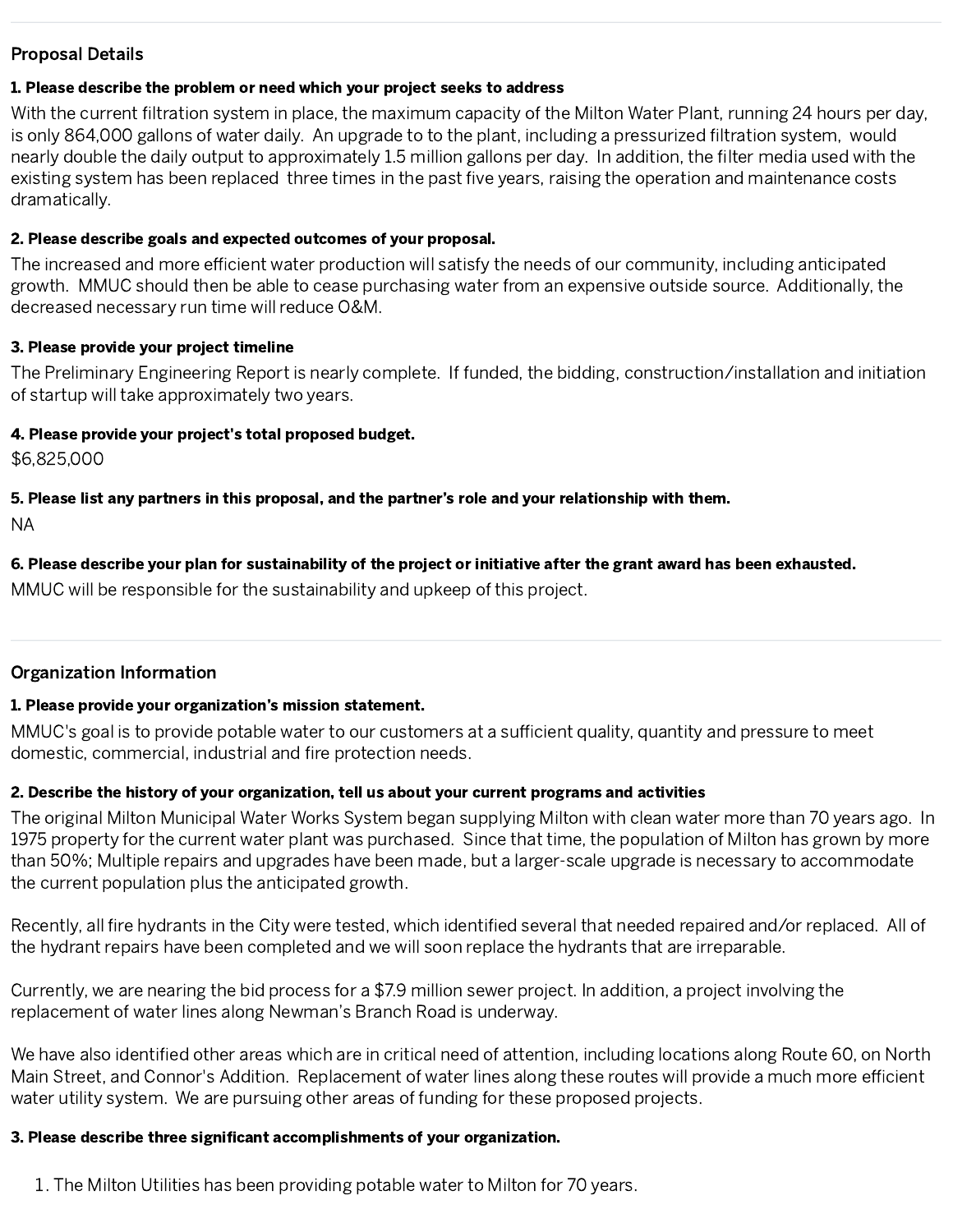## Proposal Details

**1. Please describe the problem or need which your project seeks to address**

With the current filtration system in place, the maximum capacity of the Milton Water Plant, running 24 hours per day, is only 864,000 gallons of water daily. An upgrade to to the plant, including a pressurized filtration system, would nearly double the daily output to approximately 1.5 million gallons per day. In addition, the filter media used with the existing system has been replaced three times in the past five years, raising the operation and maintenance costs dramatically.

**2. Please describe goals and expected outcomes of your proposal.**

The increased and more efficient water production will satisfy the needs of our community, including anticipated growth. MMUC should then be able to cease purchasing water from an expensive outside source. Additionally, the decreased necessary run time will reduce O&M.

**3. Please provide your project timeline**

The Preliminary Engineering Report is nearly complete. If funded, the bidding, construction/installation and initiation of startup will take approximately two years.

**4. Please provide your project's total proposed budget.**

$6,825,000

**5. Please list any partners in this proposal, and the partner's role and your relationship with them.**

NA

**6. Please describe your plan for sustainability of the project or initiative after the grant award has been exhausted.**

MMUC will be responsible for the sustainability and upkeep of this project.

## Organization Information

**1. Please provide your organization's mission statement.**

MMUC's goal is to provide potable water to our customers at a sufficient quality, quantity and pressure to meet domestic, commercial, industrial and fire protection needs.

**2. Describe the history of your organization, tell us about your current programs and activities**

The original Milton Municipal Water Works System began supplying Milton with clean water more than 70 years ago. In 1975 property for the current water plant was purchased. Since that time, the population of Milton has grown by more than 50%; Multiple repairs and upgrades have been made, but a larger-scale upgrade is necessary to accommodate the current population plus the anticipated growth.

Recently, all fire hydrants in the City were tested, which identified several that needed repaired and/or replaced. All of the hydrant repairs have been completed and we will soon replace the hydrants that are irreparable.

Currently, we are nearing the bid process for a $7.9 million sewer project. In addition, a project involving the replacement of water lines along Newman's Branch Road is underway.

We have also identified other areas which are in critical need of attention, including locations along Route 60, on North Main Street, and Connor's Addition. Replacement of water lines along these routes will provide a much more efficient water utility system. We are pursuing other areas of funding for these proposed projects.

**3. Please describe three significant accomplishments of your organization.**

1. The Milton Utilities has been providing potable water to Milton for 70 years.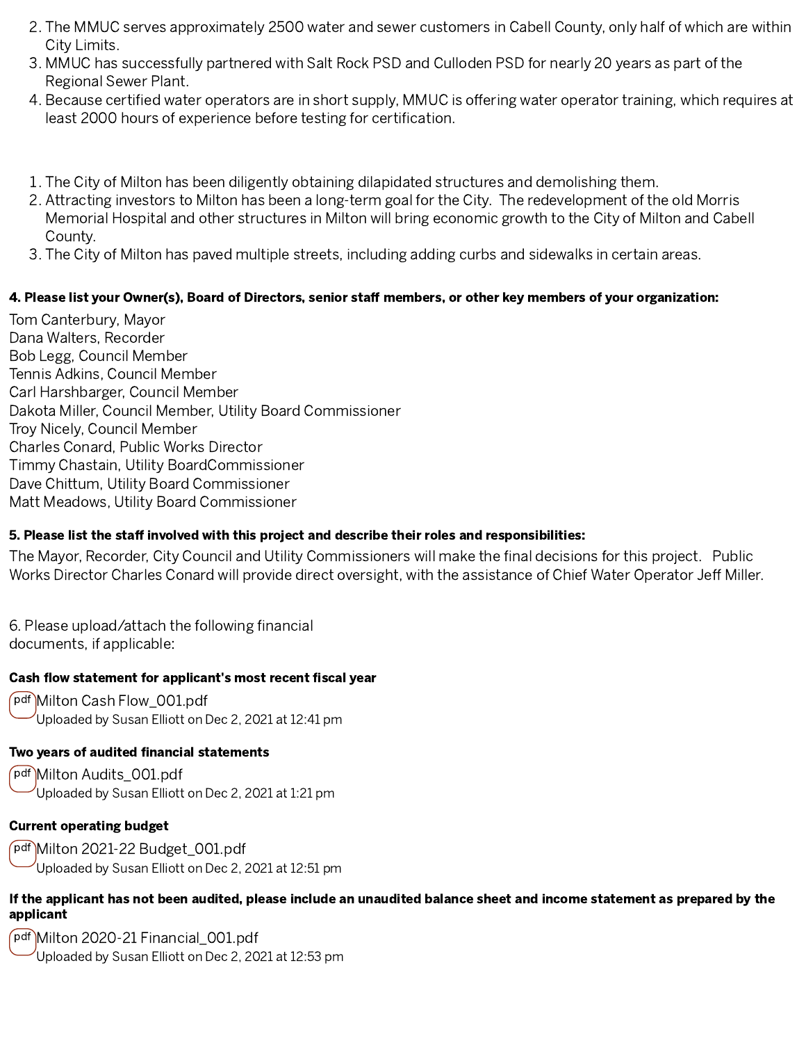2. The MMUC serves approximately 2500 water and sewer customers in Cabell County, only half of which are within City Limits.
3. MMUC has successfully partnered with Salt Rock PSD and Culloden PSD for nearly 20 years as part of the Regional Sewer Plant.
4. Because certified water operators are in short supply, MMUC is offering water operator training, which requires at least 2000 hours of experience before testing for certification.

1. The City of Milton has been diligently obtaining dilapidated structures and demolishing them.
2. Attracting investors to Milton has been a long-term goal for the City. The redevelopment of the old Morris Memorial Hospital and other structures in Milton will bring economic growth to the City of Milton and Cabell County.
3. The City of Milton has paved multiple streets, including adding curbs and sidewalks in certain areas.

**4. Please list your Owner(s), Board of Directors, senior staff members, or other key members of your organization:**

Tom Canterbury, Mayor
Dana Walters, Recorder
Bob Legg, Council Member
Tennis Adkins, Council Member
Carl Harshbarger, Council Member
Dakota Miller, Council Member, Utility Board Commissioner
Troy Nicely, Council Member
Charles Conard, Public Works Director
Timmy Chastain, Utility BoardCommissioner
Dave Chittum, Utility Board Commissioner
Matt Meadows, Utility Board Commissioner

**5. Please list the staff involved with this project and describe their roles and responsibilities:**

The Mayor, Recorder, City Council and Utility Commissioners will make the final decisions for this project. Public Works Director Charles Conard will provide direct oversight, with the assistance of Chief Water Operator Jeff Miller.

6. Please upload/attach the following financial documents, if applicable:

**Cash flow statement for applicant's most recent fiscal year**

Milton Cash Flow_001.pdf
Uploaded by Susan Elliott on Dec 2, 2021 at 12:41 pm

**Two years of audited financial statements**

Milton Audits_001.pdf
Uploaded by Susan Elliott on Dec 2, 2021 at 1:21 pm

**Current operating budget**

Milton 2021-22 Budget_001.pdf
Uploaded by Susan Elliott on Dec 2, 2021 at 12:51 pm

**If the applicant has not been audited, please include an unaudited balance sheet and income statement as prepared by the applicant**

Milton 2020-21 Financial_001.pdf
Uploaded by Susan Elliott on Dec 2, 2021 at 12:53 pm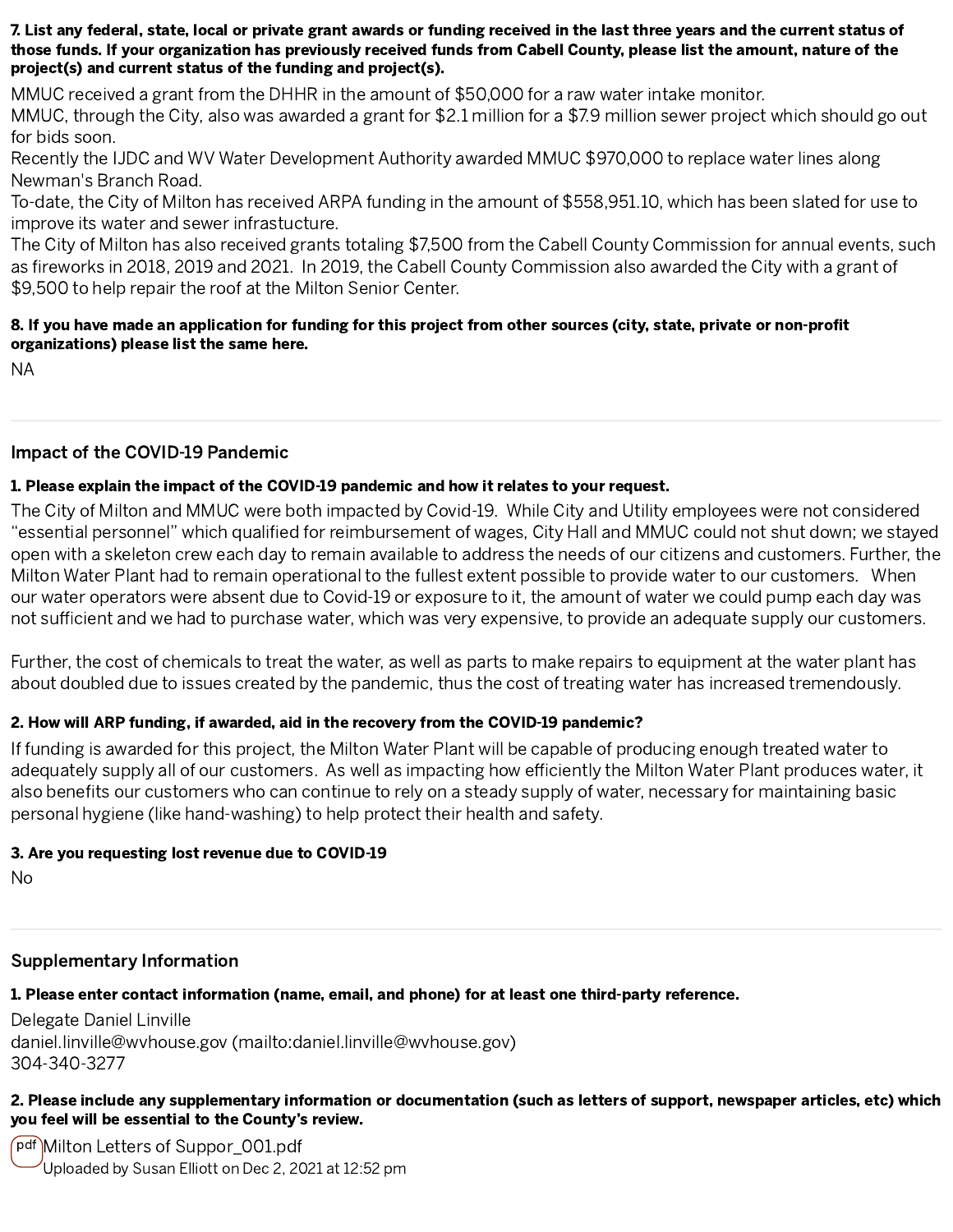**7. List any federal, state, local or private grant awards or funding received in the last three years and the current status of those funds. If your organization has previously received funds from Cabell County, please list the amount, nature of the project(s) and current status of the funding and project(s).**

MMUC received a grant from the DHHR in the amount of $50,000 for a raw water intake monitor.
MMUC, through the City, also was awarded a grant for $2.1 million for a $7.9 million sewer project which should go out for bids soon.
Recently the IJDC and WV Water Development Authority awarded MMUC $970,000 to replace water lines along Newman's Branch Road.
To-date, the City of Milton has received ARPA funding in the amount of $558,951.10, which has been slated for use to improve its water and sewer infrastucture.
The City of Milton has also received grants totaling $7,500 from the Cabell County Commission for annual events, such as fireworks in 2018, 2019 and 2021. In 2019, the Cabell County Commission also awarded the City with a grant of $9,500 to help repair the roof at the Milton Senior Center.

**8. If you have made an application for funding for this project from other sources (city, state, private or non-profit organizations) please list the same here.**

NA

## Impact of the COVID-19 Pandemic

**1. Please explain the impact of the COVID-19 pandemic and how it relates to your request.**

The City of Milton and MMUC were both impacted by Covid-19. While City and Utility employees were not considered "essential personnel" which qualified for reimbursement of wages, City Hall and MMUC could not shut down; we stayed open with a skeleton crew each day to remain available to address the needs of our citizens and customers. Further, the Milton Water Plant had to remain operational to the fullest extent possible to provide water to our customers. When our water operators were absent due to Covid-19 or exposure to it, the amount of water we could pump each day was not sufficient and we had to purchase water, which was very expensive, to provide an adequate supply our customers.

Further, the cost of chemicals to treat the water, as well as parts to make repairs to equipment at the water plant has about doubled due to issues created by the pandemic, thus the cost of treating water has increased tremendously.

**2. How will ARP funding, if awarded, aid in the recovery from the COVID-19 pandemic?**

If funding is awarded for this project, the Milton Water Plant will be capable of producing enough treated water to adequately supply all of our customers. As well as impacting how efficiently the Milton Water Plant produces water, it also benefits our customers who can continue to rely on a steady supply of water, necessary for maintaining basic personal hygiene (like hand-washing) to help protect their health and safety.

**3. Are you requesting lost revenue due to COVID-19**

No

## Supplementary Information

**1. Please enter contact information (name, email, and phone) for at least one third-party reference.**

Delegate Daniel Linville
daniel.linville@wvhouse.gov (mailto:daniel.linville@wvhouse.gov)
304-340-3277

**2. Please include any supplementary information or documentation (such as letters of support, newspaper articles, etc) which you feel will be essential to the County's review.**

Milton Letters of Suppor_001.pdf
Uploaded by Susan Elliott on Dec 2, 2021 at 12:52 pm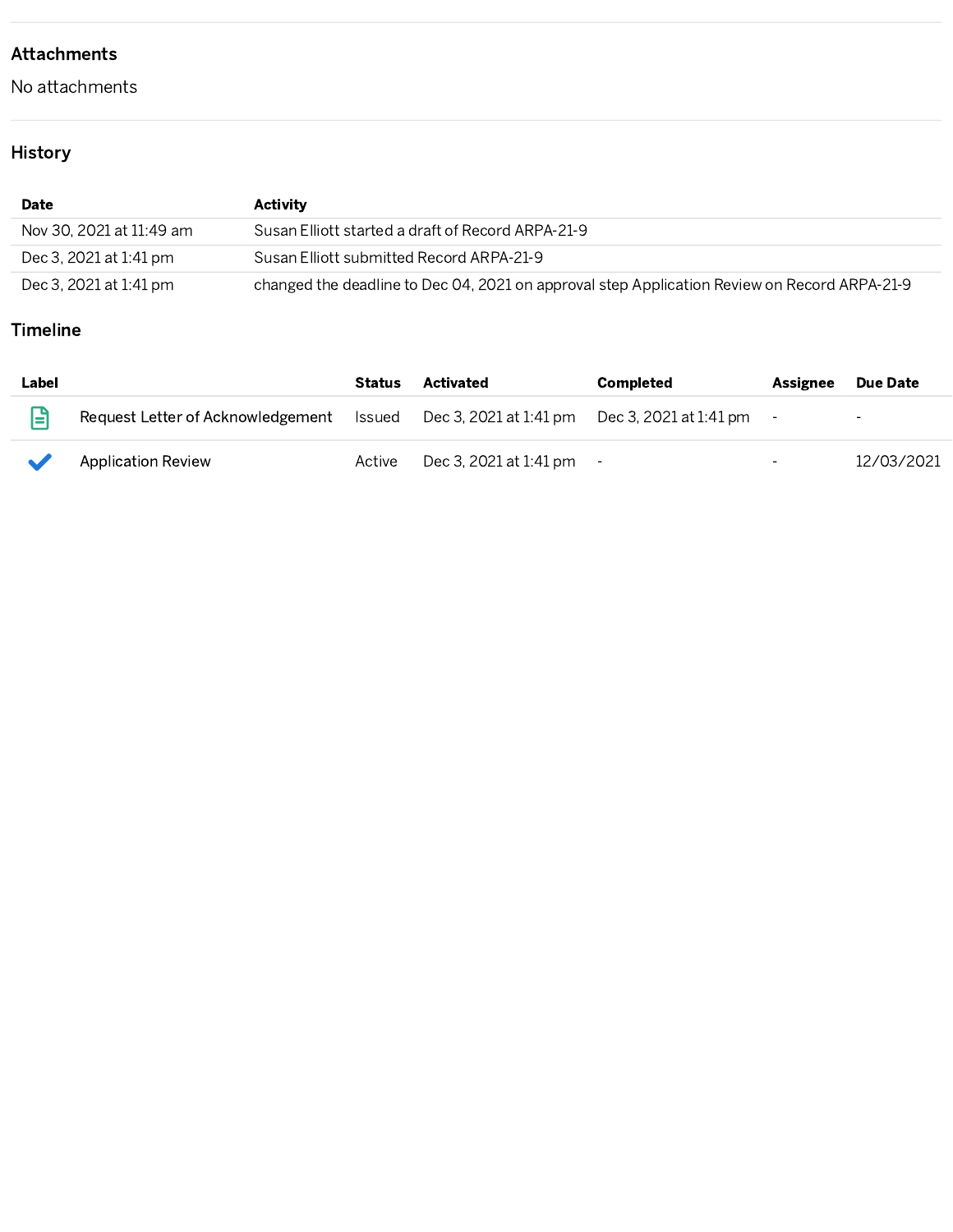## Attachments

No attachments

## History

| Date | Activity |
| --- | --- |
| Nov 30, 2021 at 11:49 am | Susan Elliott started a draft of Record ARPA-21-9 |
| Dec 3, 2021 at 1:41 pm | Susan Elliott submitted Record ARPA-21-9 |
| Dec 3, 2021 at 1:41 pm | changed the deadline to Dec 04, 2021 on approval step Application Review on Record ARPA-21-9 |

## Timeline

| Label | Status | Activated | Completed | Assignee | Due Date |
| --- | --- | --- | --- | --- | --- |
| Request Letter of Acknowledgement | Issued | Dec 3, 2021 at 1:41 pm | Dec 3, 2021 at 1:41 pm | - | - |
| Application Review | Active | Dec 3, 2021 at 1:41 pm | - | - | 12/03/2021 |